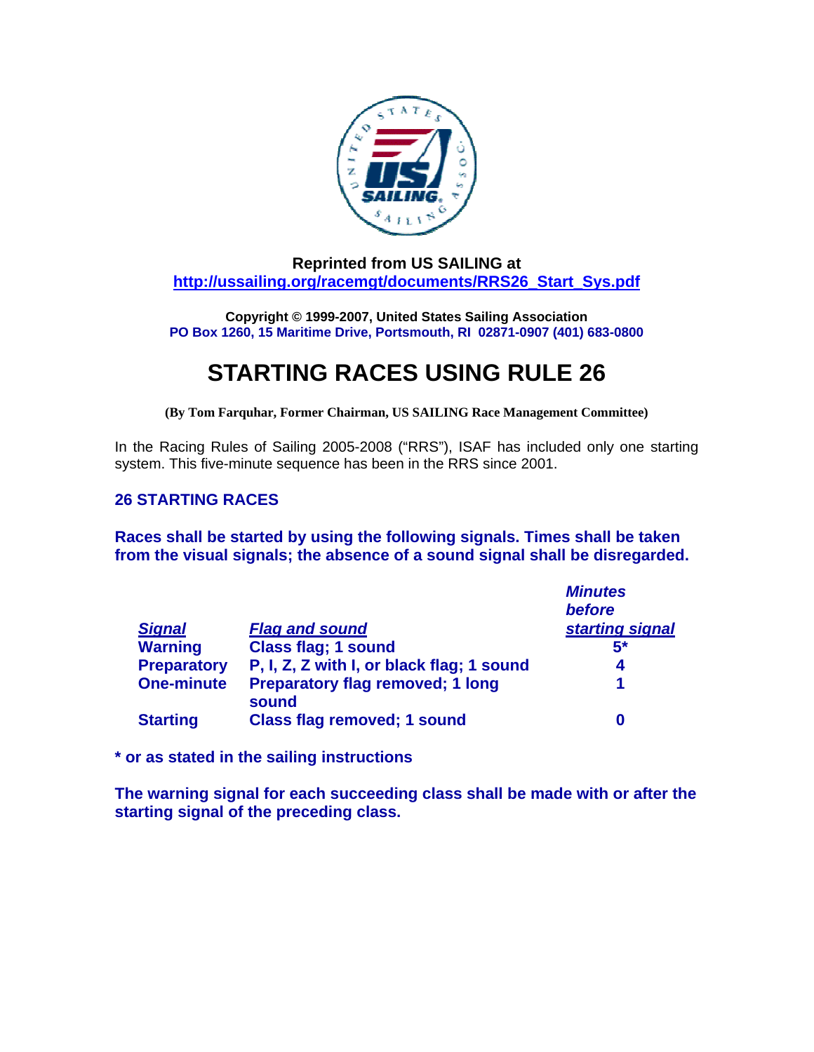**Reprinted from US SAILING at**
**[http://ussailing.org/racemgt/documents/RRS26_Start_Sys.pdf](http://ussailing.org/racemgt/documents/RRS26_Start_Sys.pdf)**

**Copyright © 1999-2007, United States Sailing Association**
**PO Box 1260, 15 Maritime Drive, Portsmouth, RI 02871-0907 (401) 683-0800**

# STARTING RACES USING RULE 26

**(By Tom Farquhar, Former Chairman, US SAILING Race Management Committee)**

In the Racing Rules of Sailing 2005-2008 ("RRS"), ISAF has included only one starting system. This five-minute sequence has been in the RRS since 2001.

### 26 STARTING RACES

**Races shall be started by using the following signals. Times shall be taken from the visual signals; the absence of a sound signal shall be disregarded.**

| *Signal* | *Flag and sound* | *Minutes before starting signal* |
|---|---|---|
| **Warning** | **Class flag; 1 sound** | **5*** |
| **Preparatory** | **P, I, Z, Z with I, or black flag; 1 sound** | **4** |
| **One-minute** | **Preparatory flag removed; 1 long sound** | **1** |
| **Starting** | **Class flag removed; 1 sound** | **0** |

**\* or as stated in the sailing instructions**

**The warning signal for each succeeding class shall be made with or after the starting signal of the preceding class.**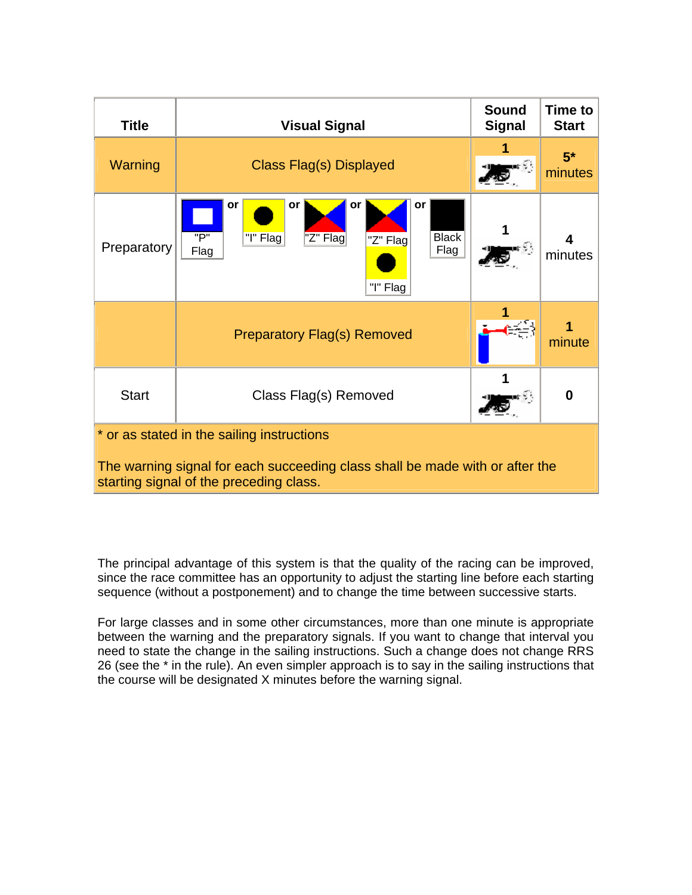| Title | Visual Signal | Sound Signal | Time to Start |
|---|---|---|---|
| Warning | Class Flag(s) Displayed | 1 | 5* minutes |
| Preparatory | "P" Flag or "I" Flag or "Z" Flag or "Z" Flag "I" Flag or Black Flag | 1 | 4 minutes |
| | Preparatory Flag(s) Removed | 1 | 1 minute |
| Start | Class Flag(s) Removed | 1 | 0 |

\* or as stated in the sailing instructions

The warning signal for each succeeding class shall be made with or after the starting signal of the preceding class.

The principal advantage of this system is that the quality of the racing can be improved, since the race committee has an opportunity to adjust the starting line before each starting sequence (without a postponement) and to change the time between successive starts.

For large classes and in some other circumstances, more than one minute is appropriate between the warning and the preparatory signals. If you want to change that interval you need to state the change in the sailing instructions. Such a change does not change RRS 26 (see the * in the rule). An even simpler approach is to say in the sailing instructions that the course will be designated X minutes before the warning signal.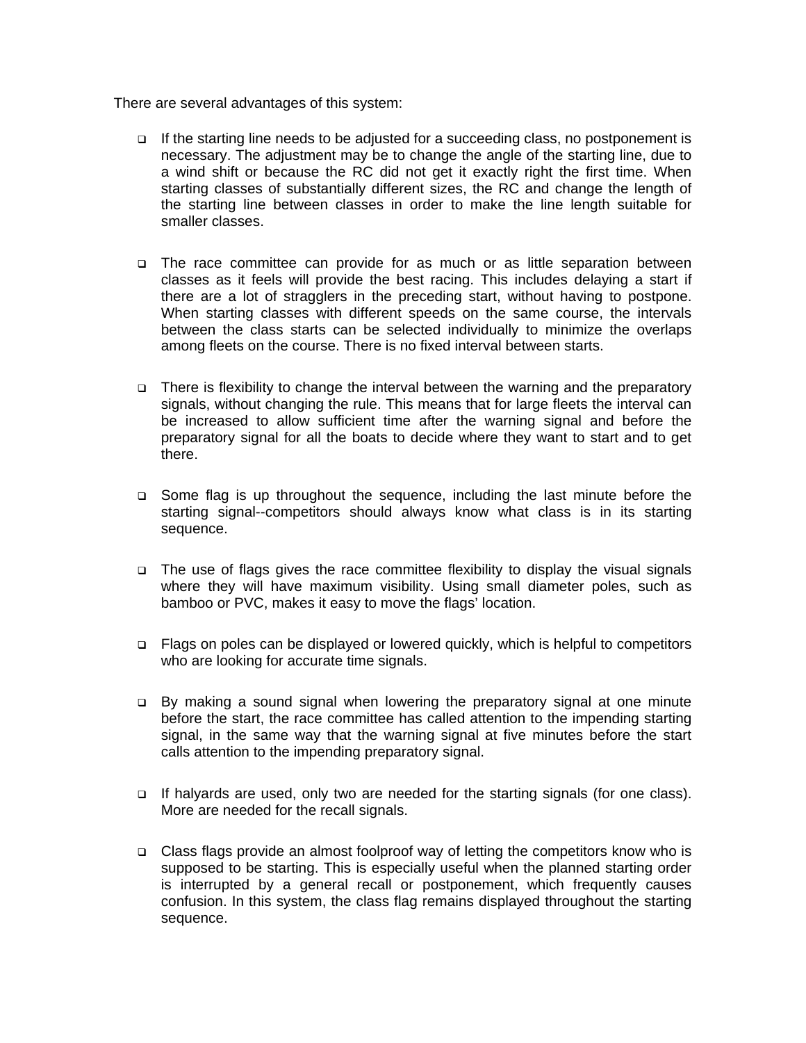There are several advantages of this system:

- If the starting line needs to be adjusted for a succeeding class, no postponement is necessary. The adjustment may be to change the angle of the starting line, due to a wind shift or because the RC did not get it exactly right the first time. When starting classes of substantially different sizes, the RC and change the length of the starting line between classes in order to make the line length suitable for smaller classes.

- The race committee can provide for as much or as little separation between classes as it feels will provide the best racing. This includes delaying a start if there are a lot of stragglers in the preceding start, without having to postpone. When starting classes with different speeds on the same course, the intervals between the class starts can be selected individually to minimize the overlaps among fleets on the course. There is no fixed interval between starts.

- There is flexibility to change the interval between the warning and the preparatory signals, without changing the rule. This means that for large fleets the interval can be increased to allow sufficient time after the warning signal and before the preparatory signal for all the boats to decide where they want to start and to get there.

- Some flag is up throughout the sequence, including the last minute before the starting signal--competitors should always know what class is in its starting sequence.

- The use of flags gives the race committee flexibility to display the visual signals where they will have maximum visibility. Using small diameter poles, such as bamboo or PVC, makes it easy to move the flags' location.

- Flags on poles can be displayed or lowered quickly, which is helpful to competitors who are looking for accurate time signals.

- By making a sound signal when lowering the preparatory signal at one minute before the start, the race committee has called attention to the impending starting signal, in the same way that the warning signal at five minutes before the start calls attention to the impending preparatory signal.

- If halyards are used, only two are needed for the starting signals (for one class). More are needed for the recall signals.

- Class flags provide an almost foolproof way of letting the competitors know who is supposed to be starting. This is especially useful when the planned starting order is interrupted by a general recall or postponement, which frequently causes confusion. In this system, the class flag remains displayed throughout the starting sequence.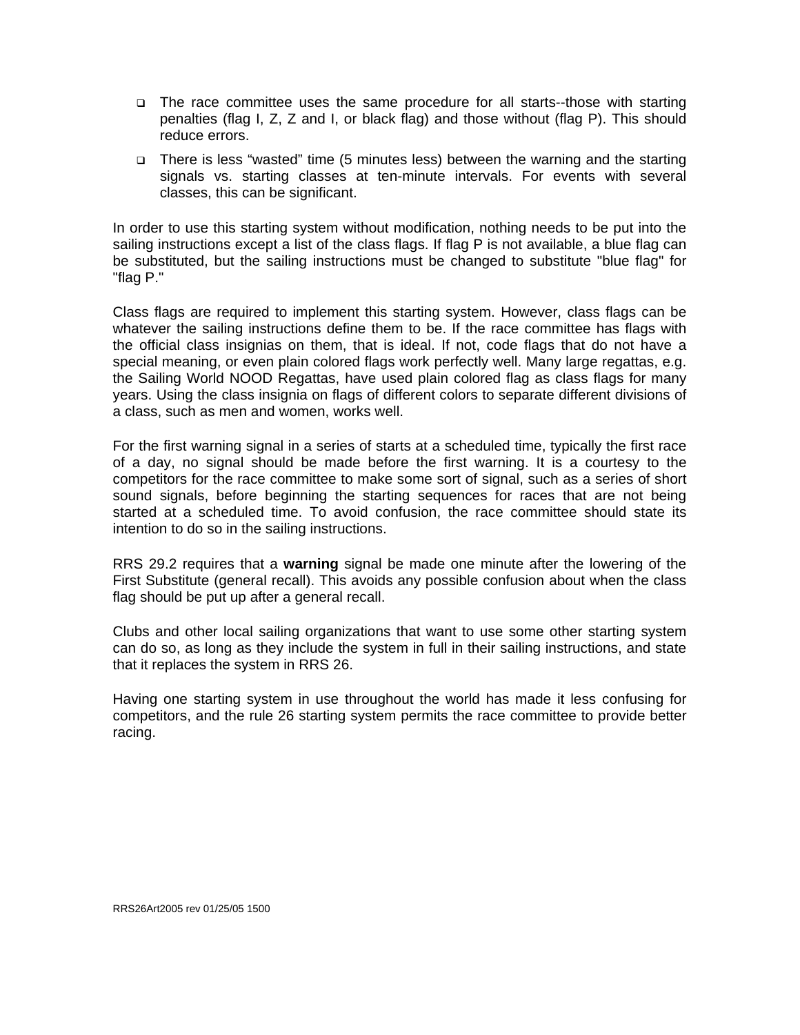- The race committee uses the same procedure for all starts--those with starting penalties (flag I, Z, Z and I, or black flag) and those without (flag P). This should reduce errors.
- There is less “wasted” time (5 minutes less) between the warning and the starting signals vs. starting classes at ten-minute intervals. For events with several classes, this can be significant.

In order to use this starting system without modification, nothing needs to be put into the sailing instructions except a list of the class flags. If flag P is not available, a blue flag can be substituted, but the sailing instructions must be changed to substitute "blue flag" for "flag P."

Class flags are required to implement this starting system. However, class flags can be whatever the sailing instructions define them to be. If the race committee has flags with the official class insignias on them, that is ideal. If not, code flags that do not have a special meaning, or even plain colored flags work perfectly well. Many large regattas, e.g. the Sailing World NOOD Regattas, have used plain colored flag as class flags for many years. Using the class insignia on flags of different colors to separate different divisions of a class, such as men and women, works well.

For the first warning signal in a series of starts at a scheduled time, typically the first race of a day, no signal should be made before the first warning. It is a courtesy to the competitors for the race committee to make some sort of signal, such as a series of short sound signals, before beginning the starting sequences for races that are not being started at a scheduled time. To avoid confusion, the race committee should state its intention to do so in the sailing instructions.

RRS 29.2 requires that a **warning** signal be made one minute after the lowering of the First Substitute (general recall). This avoids any possible confusion about when the class flag should be put up after a general recall.

Clubs and other local sailing organizations that want to use some other starting system can do so, as long as they include the system in full in their sailing instructions, and state that it replaces the system in RRS 26.

Having one starting system in use throughout the world has made it less confusing for competitors, and the rule 26 starting system permits the race committee to provide better racing.